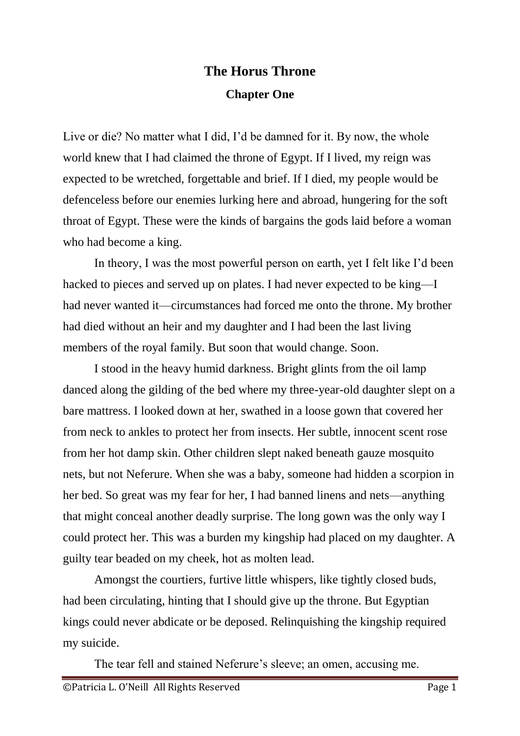# The Horus Throne

## Chapter One

Live or die? No matter what I did, I'd be damned for it. By now, the whole world knew that I had claimed the throne of Egypt. If I lived, my reign was expected to be wretched, forgettable and brief. If I died, my people would be defenceless before our enemies lurking here and abroad, hungering for the soft throat of Egypt. These were the kinds of bargains the gods laid before a woman who had become a king.

In theory, I was the most powerful person on earth, yet I felt like I'd been hacked to pieces and served up on plates. I had never expected to be king—I had never wanted it—circumstances had forced me onto the throne. My brother had died without an heir and my daughter and I had been the last living members of the royal family. But soon that would change. Soon.

I stood in the heavy humid darkness. Bright glints from the oil lamp danced along the gilding of the bed where my three-year-old daughter slept on a bare mattress. I looked down at her, swathed in a loose gown that covered her from neck to ankles to protect her from insects. Her subtle, innocent scent rose from her hot damp skin. Other children slept naked beneath gauze mosquito nets, but not Neferure. When she was a baby, someone had hidden a scorpion in her bed. So great was my fear for her, I had banned linens and nets—anything that might conceal another deadly surprise. The long gown was the only way I could protect her. This was a burden my kingship had placed on my daughter. A guilty tear beaded on my cheek, hot as molten lead.

Amongst the courtiers, furtive little whispers, like tightly closed buds, had been circulating, hinting that I should give up the throne. But Egyptian kings could never abdicate or be deposed. Relinquishing the kingship required my suicide.

The tear fell and stained Neferure's sleeve; an omen, accusing me.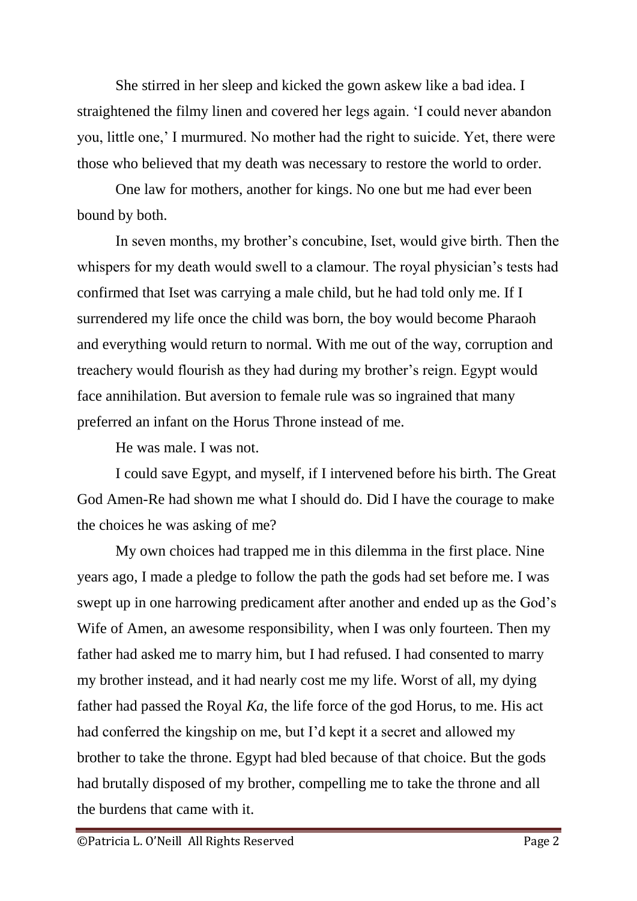She stirred in her sleep and kicked the gown askew like a bad idea. I straightened the filmy linen and covered her legs again. 'I could never abandon you, little one,' I murmured. No mother had the right to suicide. Yet, there were those who believed that my death was necessary to restore the world to order.

One law for mothers, another for kings. No one but me had ever been bound by both.

In seven months, my brother's concubine, Iset, would give birth. Then the whispers for my death would swell to a clamour. The royal physician's tests had confirmed that Iset was carrying a male child, but he had told only me. If I surrendered my life once the child was born, the boy would become Pharaoh and everything would return to normal. With me out of the way, corruption and treachery would flourish as they had during my brother's reign. Egypt would face annihilation. But aversion to female rule was so ingrained that many preferred an infant on the Horus Throne instead of me.

He was male. I was not.

I could save Egypt, and myself, if I intervened before his birth. The Great God Amen-Re had shown me what I should do. Did I have the courage to make the choices he was asking of me?

My own choices had trapped me in this dilemma in the first place. Nine years ago, I made a pledge to follow the path the gods had set before me. I was swept up in one harrowing predicament after another and ended up as the God's Wife of Amen, an awesome responsibility, when I was only fourteen. Then my father had asked me to marry him, but I had refused. I had consented to marry my brother instead, and it had nearly cost me my life. Worst of all, my dying father had passed the Royal *Ka*, the life force of the god Horus, to me. His act had conferred the kingship on me, but I'd kept it a secret and allowed my brother to take the throne. Egypt had bled because of that choice. But the gods had brutally disposed of my brother, compelling me to take the throne and all the burdens that came with it.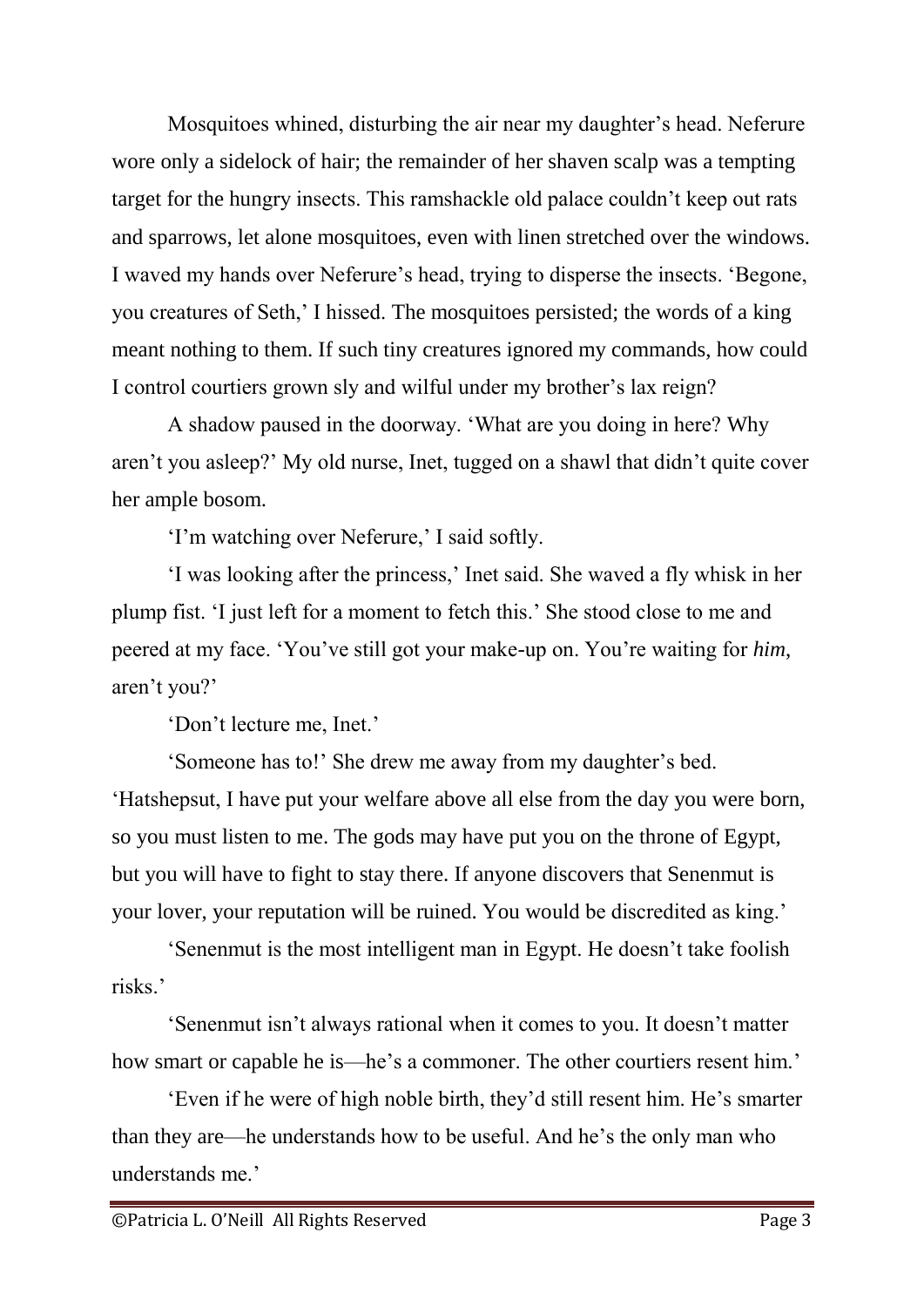Mosquitoes whined, disturbing the air near my daughter's head. Neferure wore only a sidelock of hair; the remainder of her shaven scalp was a tempting target for the hungry insects. This ramshackle old palace couldn't keep out rats and sparrows, let alone mosquitoes, even with linen stretched over the windows. I waved my hands over Neferure's head, trying to disperse the insects. 'Begone, you creatures of Seth,' I hissed. The mosquitoes persisted; the words of a king meant nothing to them. If such tiny creatures ignored my commands, how could I control courtiers grown sly and wilful under my brother's lax reign?

A shadow paused in the doorway. 'What are you doing in here? Why aren't you asleep?' My old nurse, Inet, tugged on a shawl that didn't quite cover her ample bosom.

'I'm watching over Neferure,' I said softly.

'I was looking after the princess,' Inet said. She waved a fly whisk in her plump fist. 'I just left for a moment to fetch this.' She stood close to me and peered at my face. 'You've still got your make-up on. You're waiting for *him*, aren't you?'

'Don't lecture me, Inet.'

'Someone has to!' She drew me away from my daughter's bed. 'Hatshepsut, I have put your welfare above all else from the day you were born, so you must listen to me. The gods may have put you on the throne of Egypt, but you will have to fight to stay there. If anyone discovers that Senenmut is your lover, your reputation will be ruined. You would be discredited as king.'

'Senenmut is the most intelligent man in Egypt. He doesn't take foolish risks.'

'Senenmut isn't always rational when it comes to you. It doesn't matter how smart or capable he is—he's a commoner. The other courtiers resent him.'

'Even if he were of high noble birth, they'd still resent him. He's smarter than they are—he understands how to be useful. And he's the only man who understands me.'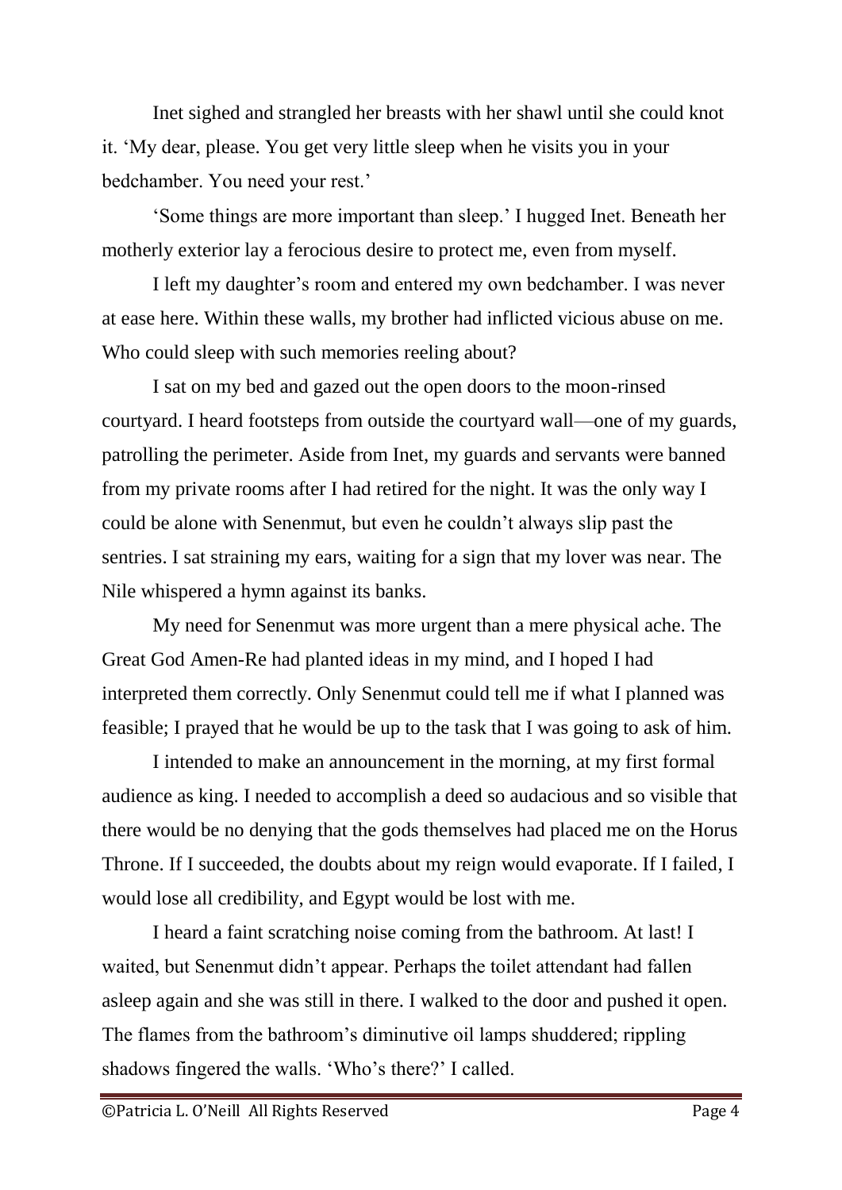Inet sighed and strangled her breasts with her shawl until she could knot it. 'My dear, please. You get very little sleep when he visits you in your bedchamber. You need your rest.'

'Some things are more important than sleep.' I hugged Inet. Beneath her motherly exterior lay a ferocious desire to protect me, even from myself.

I left my daughter's room and entered my own bedchamber. I was never at ease here. Within these walls, my brother had inflicted vicious abuse on me. Who could sleep with such memories reeling about?

I sat on my bed and gazed out the open doors to the moon-rinsed courtyard. I heard footsteps from outside the courtyard wall—one of my guards, patrolling the perimeter. Aside from Inet, my guards and servants were banned from my private rooms after I had retired for the night. It was the only way I could be alone with Senenmut, but even he couldn't always slip past the sentries. I sat straining my ears, waiting for a sign that my lover was near. The Nile whispered a hymn against its banks.

My need for Senenmut was more urgent than a mere physical ache. The Great God Amen-Re had planted ideas in my mind, and I hoped I had interpreted them correctly. Only Senenmut could tell me if what I planned was feasible; I prayed that he would be up to the task that I was going to ask of him.

I intended to make an announcement in the morning, at my first formal audience as king. I needed to accomplish a deed so audacious and so visible that there would be no denying that the gods themselves had placed me on the Horus Throne. If I succeeded, the doubts about my reign would evaporate. If I failed, I would lose all credibility, and Egypt would be lost with me.

I heard a faint scratching noise coming from the bathroom. At last! I waited, but Senenmut didn't appear. Perhaps the toilet attendant had fallen asleep again and she was still in there. I walked to the door and pushed it open. The flames from the bathroom's diminutive oil lamps shuddered; rippling shadows fingered the walls. 'Who's there?' I called.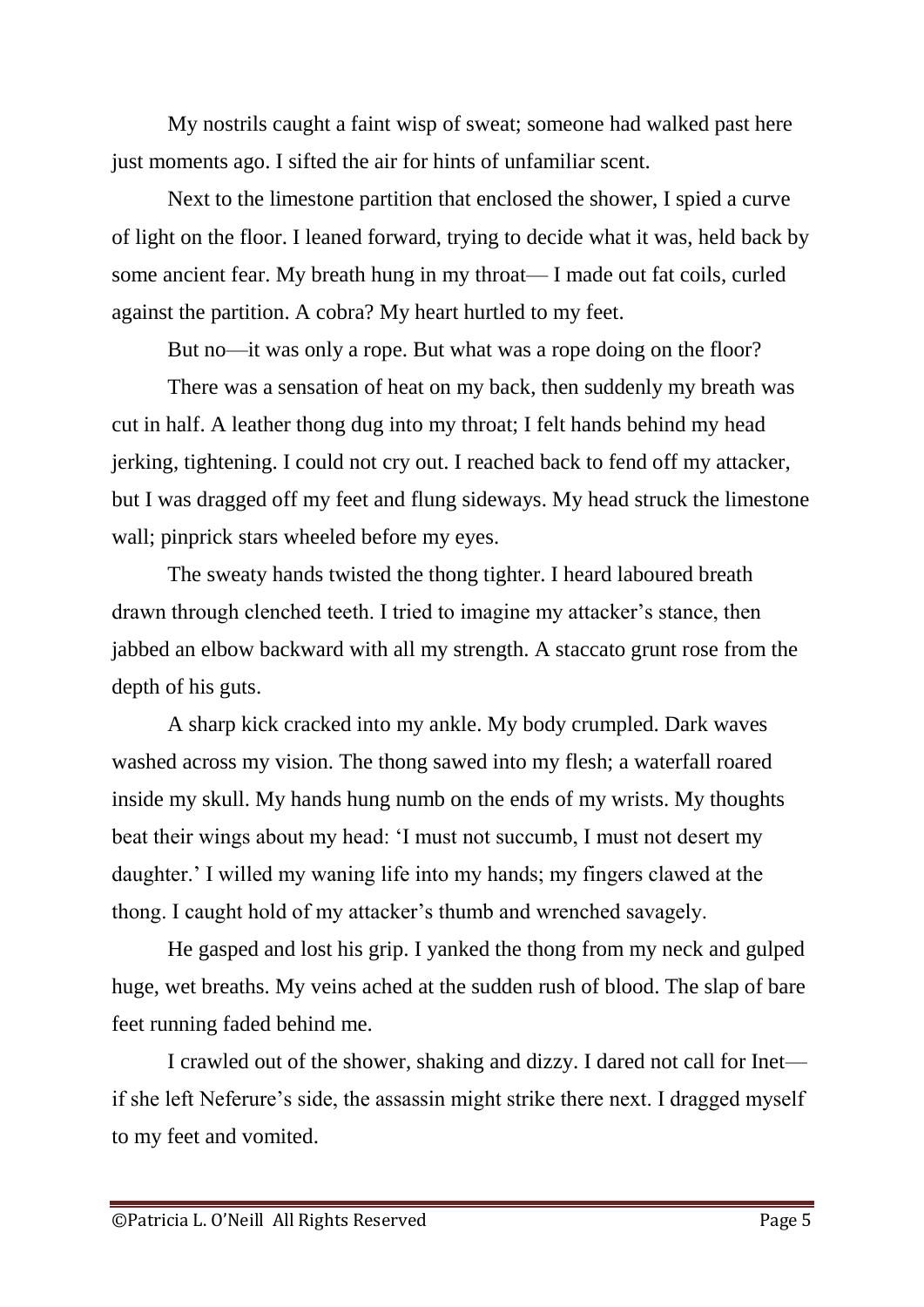My nostrils caught a faint wisp of sweat; someone had walked past here just moments ago. I sifted the air for hints of unfamiliar scent.

Next to the limestone partition that enclosed the shower, I spied a curve of light on the floor. I leaned forward, trying to decide what it was, held back by some ancient fear. My breath hung in my throat— I made out fat coils, curled against the partition. A cobra? My heart hurtled to my feet.

But no—it was only a rope. But what was a rope doing on the floor?

There was a sensation of heat on my back, then suddenly my breath was cut in half. A leather thong dug into my throat; I felt hands behind my head jerking, tightening. I could not cry out. I reached back to fend off my attacker, but I was dragged off my feet and flung sideways. My head struck the limestone wall; pinprick stars wheeled before my eyes.

The sweaty hands twisted the thong tighter. I heard laboured breath drawn through clenched teeth. I tried to imagine my attacker's stance, then jabbed an elbow backward with all my strength. A staccato grunt rose from the depth of his guts.

A sharp kick cracked into my ankle. My body crumpled. Dark waves washed across my vision. The thong sawed into my flesh; a waterfall roared inside my skull. My hands hung numb on the ends of my wrists. My thoughts beat their wings about my head: 'I must not succumb, I must not desert my daughter.' I willed my waning life into my hands; my fingers clawed at the thong. I caught hold of my attacker's thumb and wrenched savagely.

He gasped and lost his grip. I yanked the thong from my neck and gulped huge, wet breaths. My veins ached at the sudden rush of blood. The slap of bare feet running faded behind me.

I crawled out of the shower, shaking and dizzy. I dared not call for Inet—if she left Neferure's side, the assassin might strike there next. I dragged myself to my feet and vomited.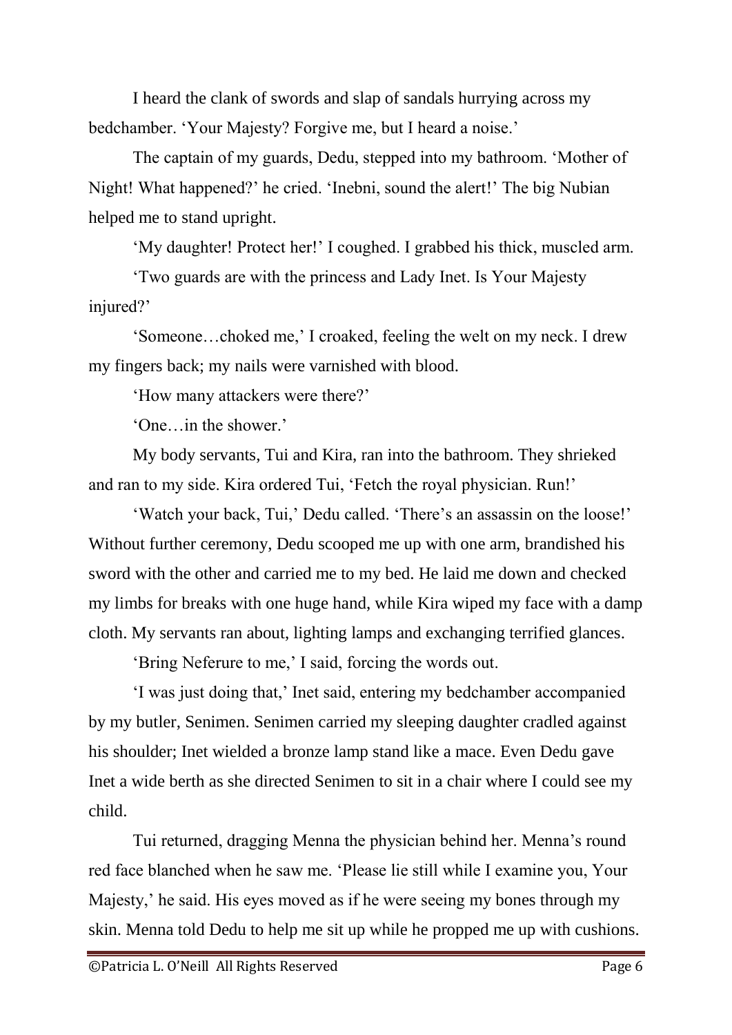I heard the clank of swords and slap of sandals hurrying across my bedchamber. 'Your Majesty? Forgive me, but I heard a noise.'

The captain of my guards, Dedu, stepped into my bathroom. 'Mother of Night! What happened?' he cried. 'Inebni, sound the alert!' The big Nubian helped me to stand upright.

'My daughter! Protect her!' I coughed. I grabbed his thick, muscled arm.

'Two guards are with the princess and Lady Inet. Is Your Majesty injured?'

'Someone…choked me,' I croaked, feeling the welt on my neck. I drew my fingers back; my nails were varnished with blood.

'How many attackers were there?'

'One…in the shower.'

My body servants, Tui and Kira, ran into the bathroom. They shrieked and ran to my side. Kira ordered Tui, 'Fetch the royal physician. Run!'

'Watch your back, Tui,' Dedu called. 'There's an assassin on the loose!' Without further ceremony, Dedu scooped me up with one arm, brandished his sword with the other and carried me to my bed. He laid me down and checked my limbs for breaks with one huge hand, while Kira wiped my face with a damp cloth. My servants ran about, lighting lamps and exchanging terrified glances.

'Bring Neferure to me,' I said, forcing the words out.

'I was just doing that,' Inet said, entering my bedchamber accompanied by my butler, Senimen. Senimen carried my sleeping daughter cradled against his shoulder; Inet wielded a bronze lamp stand like a mace. Even Dedu gave Inet a wide berth as she directed Senimen to sit in a chair where I could see my child.

Tui returned, dragging Menna the physician behind her. Menna's round red face blanched when he saw me. 'Please lie still while I examine you, Your Majesty,' he said. His eyes moved as if he were seeing my bones through my skin. Menna told Dedu to help me sit up while he propped me up with cushions.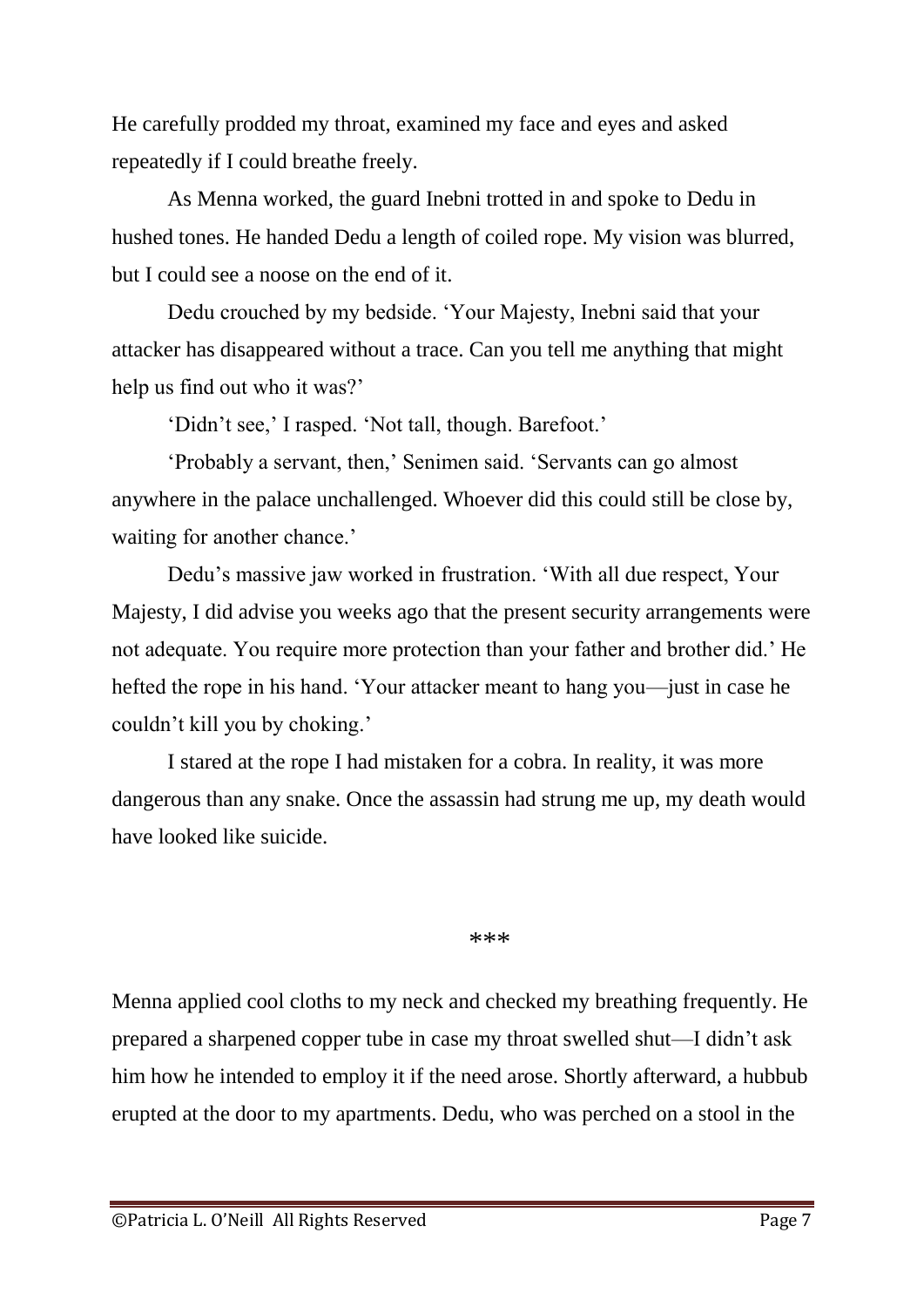He carefully prodded my throat, examined my face and eyes and asked repeatedly if I could breathe freely.

As Menna worked, the guard Inebni trotted in and spoke to Dedu in hushed tones. He handed Dedu a length of coiled rope. My vision was blurred, but I could see a noose on the end of it.

Dedu crouched by my bedside. 'Your Majesty, Inebni said that your attacker has disappeared without a trace. Can you tell me anything that might help us find out who it was?'

'Didn't see,' I rasped. 'Not tall, though. Barefoot.'

'Probably a servant, then,' Senimen said. 'Servants can go almost anywhere in the palace unchallenged. Whoever did this could still be close by, waiting for another chance.'

Dedu's massive jaw worked in frustration. 'With all due respect, Your Majesty, I did advise you weeks ago that the present security arrangements were not adequate. You require more protection than your father and brother did.' He hefted the rope in his hand. 'Your attacker meant to hang you—just in case he couldn't kill you by choking.'

I stared at the rope I had mistaken for a cobra. In reality, it was more dangerous than any snake. Once the assassin had strung me up, my death would have looked like suicide.

\*\*\*

Menna applied cool cloths to my neck and checked my breathing frequently. He prepared a sharpened copper tube in case my throat swelled shut—I didn't ask him how he intended to employ it if the need arose. Shortly afterward, a hubbub erupted at the door to my apartments. Dedu, who was perched on a stool in the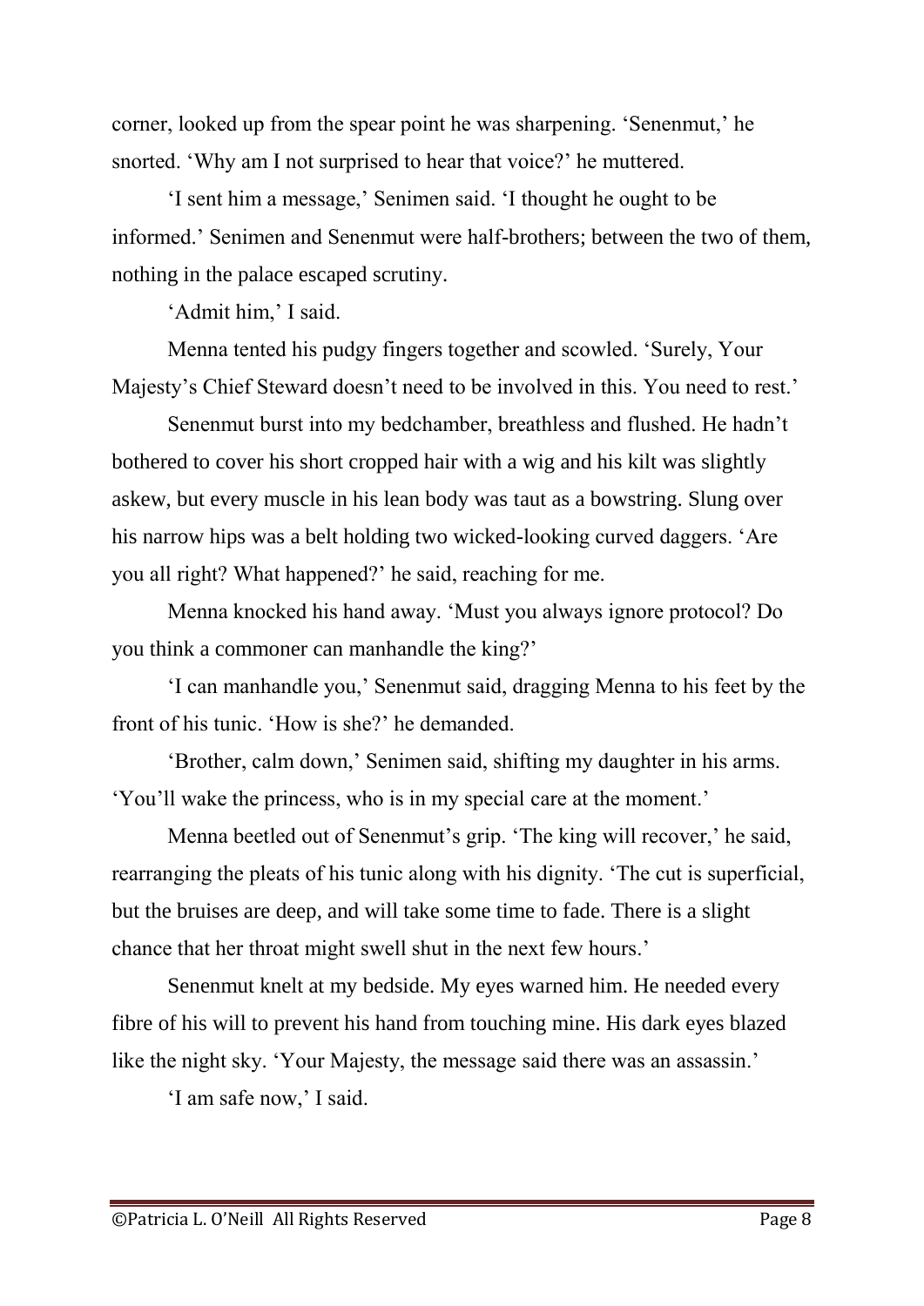corner, looked up from the spear point he was sharpening. 'Senenmut,' he snorted. 'Why am I not surprised to hear that voice?' he muttered.

'I sent him a message,' Senimen said. 'I thought he ought to be informed.' Senimen and Senenmut were half-brothers; between the two of them, nothing in the palace escaped scrutiny.

'Admit him,' I said.

Menna tented his pudgy fingers together and scowled. 'Surely, Your Majesty's Chief Steward doesn't need to be involved in this. You need to rest.'

Senenmut burst into my bedchamber, breathless and flushed. He hadn't bothered to cover his short cropped hair with a wig and his kilt was slightly askew, but every muscle in his lean body was taut as a bowstring. Slung over his narrow hips was a belt holding two wicked-looking curved daggers. 'Are you all right? What happened?' he said, reaching for me.

Menna knocked his hand away. 'Must you always ignore protocol? Do you think a commoner can manhandle the king?'

'I can manhandle you,' Senenmut said, dragging Menna to his feet by the front of his tunic. 'How is she?' he demanded.

'Brother, calm down,' Senimen said, shifting my daughter in his arms. 'You'll wake the princess, who is in my special care at the moment.'

Menna beetled out of Senenmut's grip. 'The king will recover,' he said, rearranging the pleats of his tunic along with his dignity. 'The cut is superficial, but the bruises are deep, and will take some time to fade. There is a slight chance that her throat might swell shut in the next few hours.'

Senenmut knelt at my bedside. My eyes warned him. He needed every fibre of his will to prevent his hand from touching mine. His dark eyes blazed like the night sky. 'Your Majesty, the message said there was an assassin.'

'I am safe now,' I said.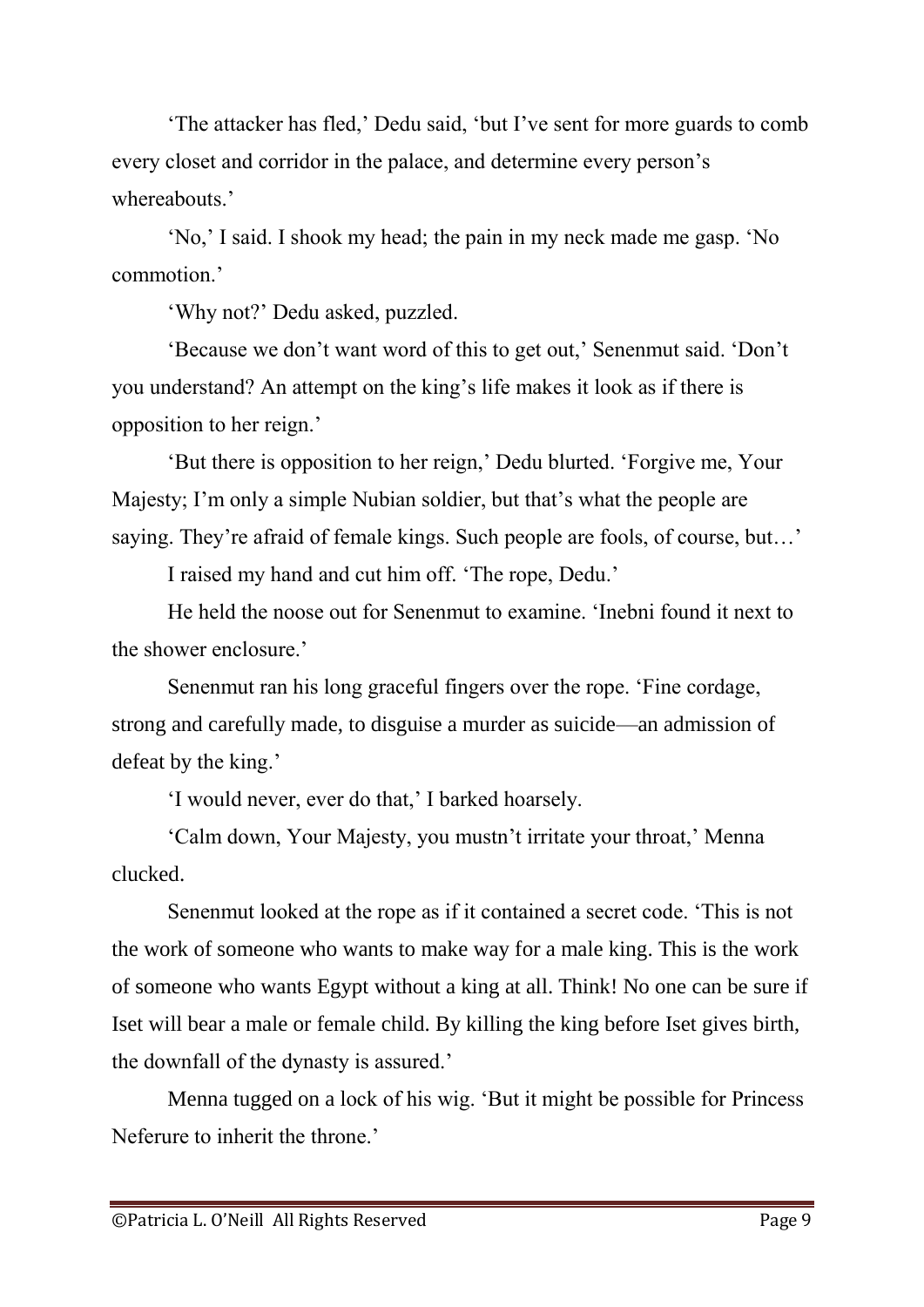'The attacker has fled,' Dedu said, 'but I've sent for more guards to comb every closet and corridor in the palace, and determine every person's whereabouts.'

'No,' I said. I shook my head; the pain in my neck made me gasp. 'No commotion.'

'Why not?' Dedu asked, puzzled.

'Because we don't want word of this to get out,' Senenmut said. 'Don't you understand? An attempt on the king's life makes it look as if there is opposition to her reign.'

'But there is opposition to her reign,' Dedu blurted. 'Forgive me, Your Majesty; I'm only a simple Nubian soldier, but that's what the people are saying. They're afraid of female kings. Such people are fools, of course, but…'

I raised my hand and cut him off. 'The rope, Dedu.'

He held the noose out for Senenmut to examine. 'Inebni found it next to the shower enclosure.'

Senenmut ran his long graceful fingers over the rope. 'Fine cordage, strong and carefully made, to disguise a murder as suicide—an admission of defeat by the king.'

'I would never, ever do that,' I barked hoarsely.

'Calm down, Your Majesty, you mustn't irritate your throat,' Menna clucked.

Senenmut looked at the rope as if it contained a secret code. 'This is not the work of someone who wants to make way for a male king. This is the work of someone who wants Egypt without a king at all. Think! No one can be sure if Iset will bear a male or female child. By killing the king before Iset gives birth, the downfall of the dynasty is assured.'

Menna tugged on a lock of his wig. 'But it might be possible for Princess Neferure to inherit the throne.'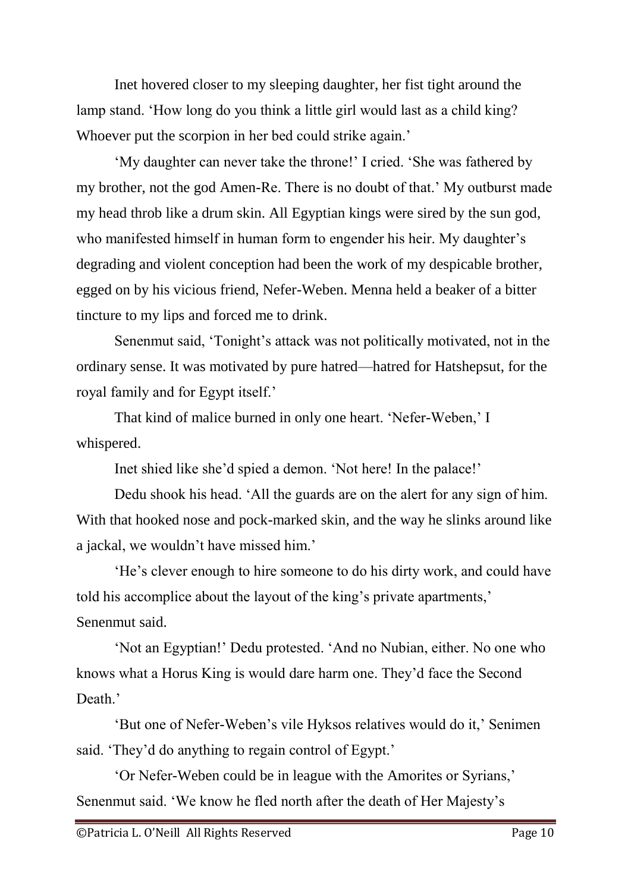Inet hovered closer to my sleeping daughter, her fist tight around the lamp stand. 'How long do you think a little girl would last as a child king? Whoever put the scorpion in her bed could strike again.'

'My daughter can never take the throne!' I cried. 'She was fathered by my brother, not the god Amen-Re. There is no doubt of that.' My outburst made my head throb like a drum skin. All Egyptian kings were sired by the sun god, who manifested himself in human form to engender his heir. My daughter's degrading and violent conception had been the work of my despicable brother, egged on by his vicious friend, Nefer-Weben. Menna held a beaker of a bitter tincture to my lips and forced me to drink.

Senenmut said, 'Tonight's attack was not politically motivated, not in the ordinary sense. It was motivated by pure hatred—hatred for Hatshepsut, for the royal family and for Egypt itself.'

That kind of malice burned in only one heart. 'Nefer-Weben,' I whispered.

Inet shied like she'd spied a demon. 'Not here! In the palace!'

Dedu shook his head. 'All the guards are on the alert for any sign of him. With that hooked nose and pock-marked skin, and the way he slinks around like a jackal, we wouldn't have missed him.'

'He's clever enough to hire someone to do his dirty work, and could have told his accomplice about the layout of the king's private apartments,' Senenmut said.

'Not an Egyptian!' Dedu protested. 'And no Nubian, either. No one who knows what a Horus King is would dare harm one. They'd face the Second Death.'

'But one of Nefer-Weben's vile Hyksos relatives would do it,' Senimen said. 'They'd do anything to regain control of Egypt.'

'Or Nefer-Weben could be in league with the Amorites or Syrians,' Senenmut said. 'We know he fled north after the death of Her Majesty's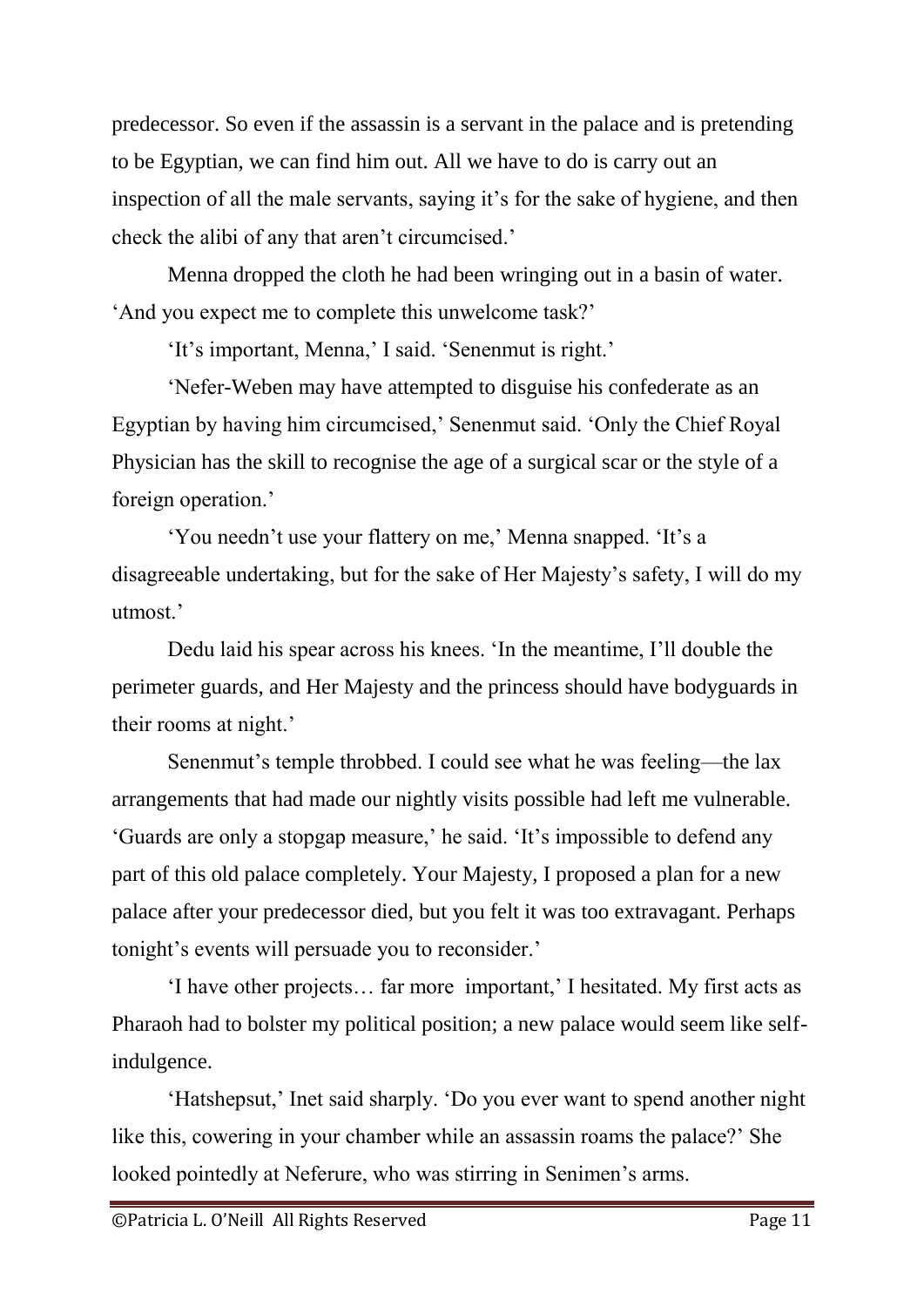predecessor. So even if the assassin is a servant in the palace and is pretending to be Egyptian, we can find him out. All we have to do is carry out an inspection of all the male servants, saying it's for the sake of hygiene, and then check the alibi of any that aren't circumcised.'

Menna dropped the cloth he had been wringing out in a basin of water. 'And you expect me to complete this unwelcome task?'

'It's important, Menna,' I said. 'Senenmut is right.'

'Nefer-Weben may have attempted to disguise his confederate as an Egyptian by having him circumcised,' Senenmut said. 'Only the Chief Royal Physician has the skill to recognise the age of a surgical scar or the style of a foreign operation.'

'You needn't use your flattery on me,' Menna snapped. 'It's a disagreeable undertaking, but for the sake of Her Majesty's safety, I will do my utmost.'

Dedu laid his spear across his knees. 'In the meantime, I'll double the perimeter guards, and Her Majesty and the princess should have bodyguards in their rooms at night.'

Senenmut's temple throbbed. I could see what he was feeling—the lax arrangements that had made our nightly visits possible had left me vulnerable. 'Guards are only a stopgap measure,' he said. 'It's impossible to defend any part of this old palace completely. Your Majesty, I proposed a plan for a new palace after your predecessor died, but you felt it was too extravagant. Perhaps tonight's events will persuade you to reconsider.'

'I have other projects… far more important,' I hesitated. My first acts as Pharaoh had to bolster my political position; a new palace would seem like self-indulgence.

'Hatshepsut,' Inet said sharply. 'Do you ever want to spend another night like this, cowering in your chamber while an assassin roams the palace?' She looked pointedly at Neferure, who was stirring in Senimen's arms.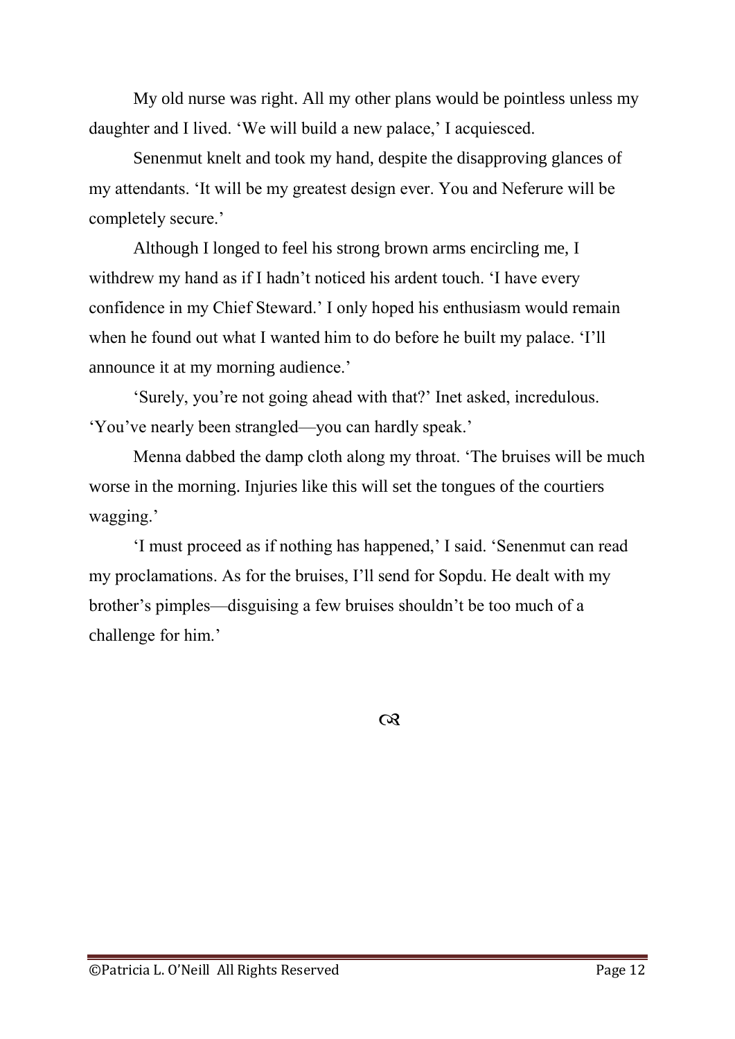My old nurse was right. All my other plans would be pointless unless my daughter and I lived. 'We will build a new palace,' I acquiesced.

Senenmut knelt and took my hand, despite the disapproving glances of my attendants. 'It will be my greatest design ever. You and Neferure will be completely secure.'

Although I longed to feel his strong brown arms encircling me, I withdrew my hand as if I hadn't noticed his ardent touch. 'I have every confidence in my Chief Steward.' I only hoped his enthusiasm would remain when he found out what I wanted him to do before he built my palace. 'I'll announce it at my morning audience.'

'Surely, you're not going ahead with that?' Inet asked, incredulous. 'You've nearly been strangled—you can hardly speak.'

Menna dabbed the damp cloth along my throat. 'The bruises will be much worse in the morning. Injuries like this will set the tongues of the courtiers wagging.'

'I must proceed as if nothing has happened,' I said. 'Senenmut can read my proclamations. As for the bruises, I'll send for Sopdu. He dealt with my brother's pimples—disguising a few bruises shouldn't be too much of a challenge for him.'

☙